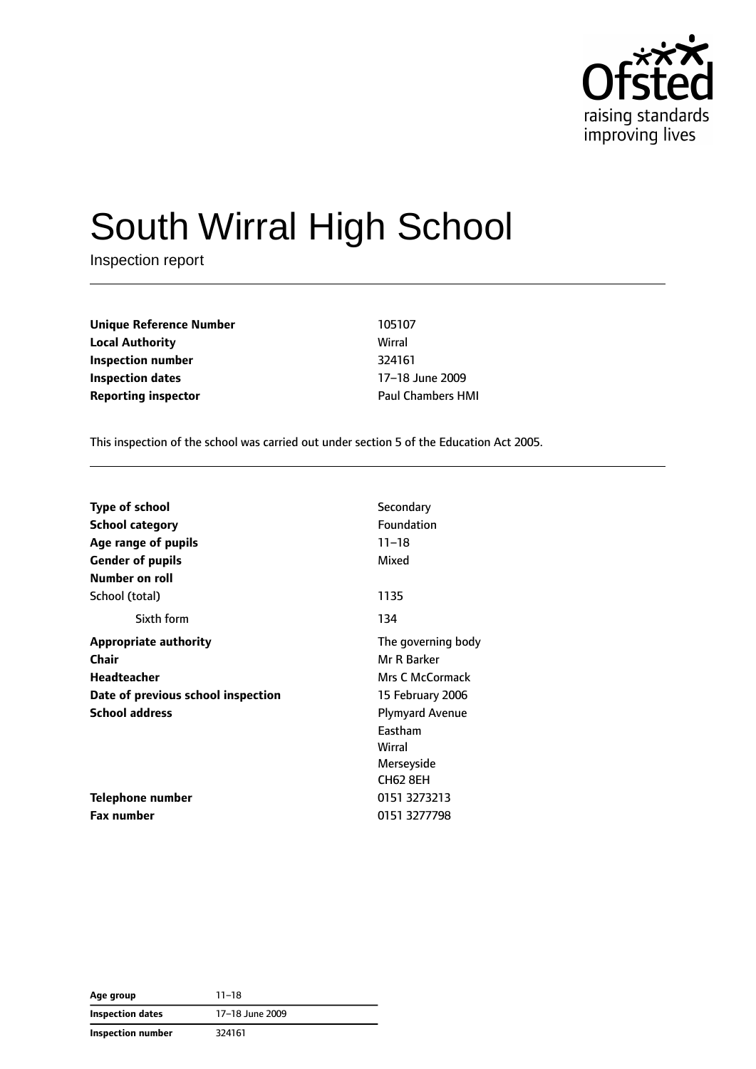# South Wirral High School

Inspection report

| | |
|---|---|
| **Unique Reference Number** | 105107 |
| **Local Authority** | Wirral |
| **Inspection number** | 324161 |
| **Inspection dates** | 17–18 June 2009 |
| **Reporting inspector** | Paul Chambers HMI |

This inspection of the school was carried out under section 5 of the Education Act 2005.

| | |
|---|---|
| **Type of school** | Secondary |
| **School category** | Foundation |
| **Age range of pupils** | 11–18 |
| **Gender of pupils** | Mixed |
| **Number on roll** | |
| School (total) | 1135 |
| Sixth form | 134 |
| **Appropriate authority** | The governing body |
| **Chair** | Mr R Barker |
| **Headteacher** | Mrs C McCormack |
| **Date of previous school inspection** | 15 February 2006 |
| **School address** | Plymyard Avenue<br>Eastham<br>Wirral<br>Merseyside<br>CH62 8EH |
| **Telephone number** | 0151 3273213 |
| **Fax number** | 0151 3277798 |

| | |
|---|---|
| **Age group** | 11–18 |
| **Inspection dates** | 17–18 June 2009 |
| **Inspection number** | 324161 |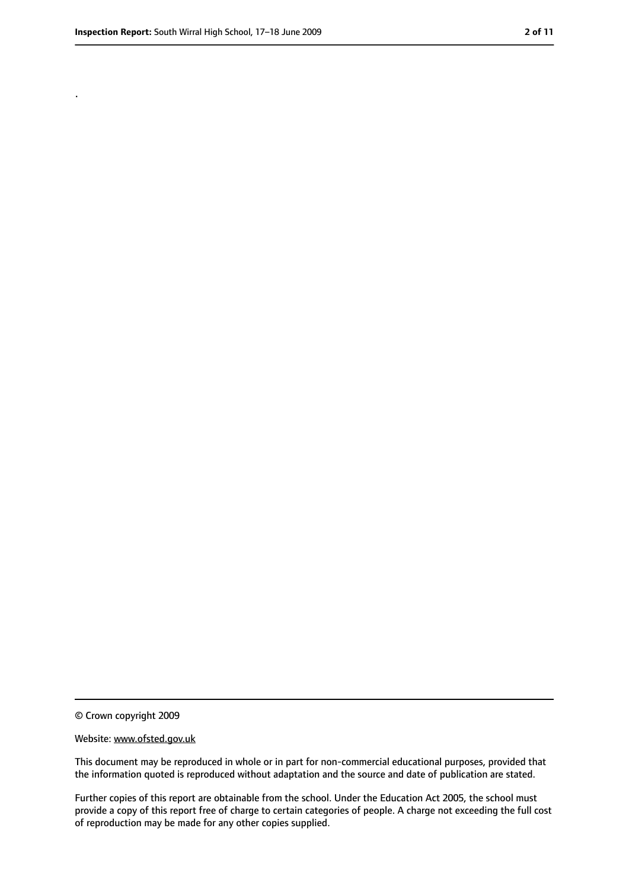.

© Crown copyright 2009

Website: www.ofsted.gov.uk

This document may be reproduced in whole or in part for non-commercial educational purposes, provided that the information quoted is reproduced without adaptation and the source and date of publication are stated.

Further copies of this report are obtainable from the school. Under the Education Act 2005, the school must provide a copy of this report free of charge to certain categories of people. A charge not exceeding the full cost of reproduction may be made for any other copies supplied.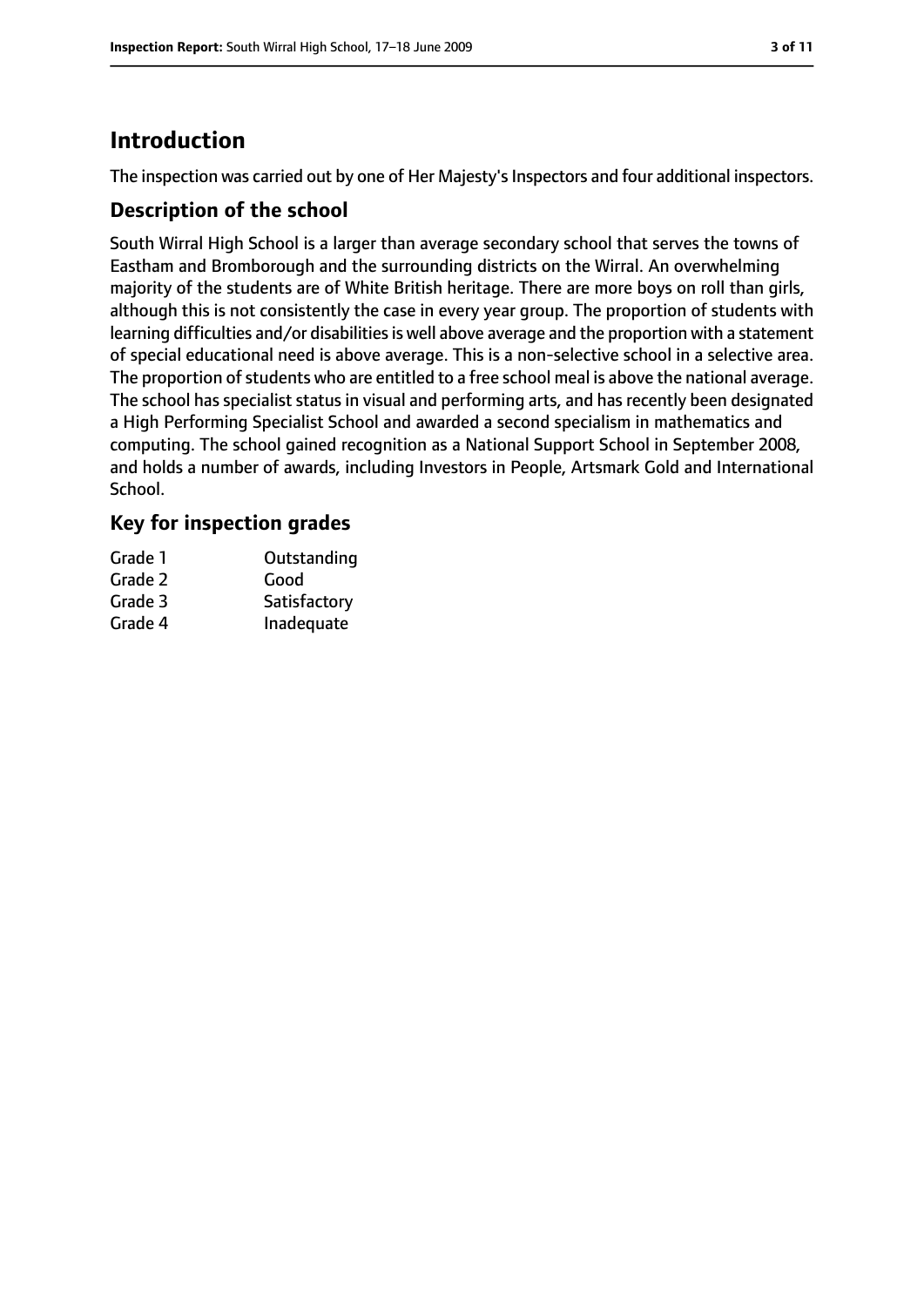# Introduction

The inspection was carried out by one of Her Majesty's Inspectors and four additional inspectors.

## Description of the school

South Wirral High School is a larger than average secondary school that serves the towns of Eastham and Bromborough and the surrounding districts on the Wirral. An overwhelming majority of the students are of White British heritage. There are more boys on roll than girls, although this is not consistently the case in every year group. The proportion of students with learning difficulties and/or disabilities is well above average and the proportion with a statement of special educational need is above average. This is a non-selective school in a selective area. The proportion of students who are entitled to a free school meal is above the national average. The school has specialist status in visual and performing arts, and has recently been designated a High Performing Specialist School and awarded a second specialism in mathematics and computing. The school gained recognition as a National Support School in September 2008, and holds a number of awards, including Investors in People, Artsmark Gold and International School.

## Key for inspection grades

| | |
|---|---|
| Grade 1 | Outstanding |
| Grade 2 | Good |
| Grade 3 | Satisfactory |
| Grade 4 | Inadequate |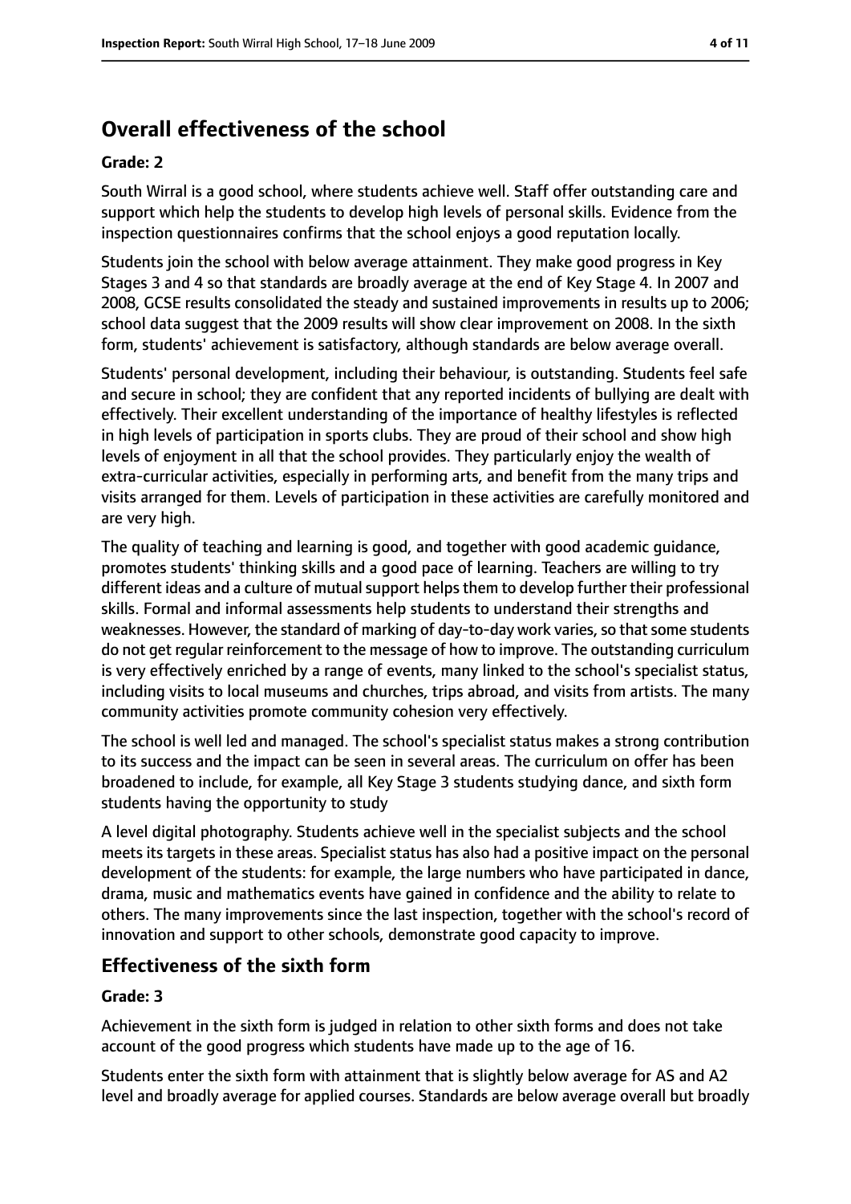## Overall effectiveness of the school

### Grade: 2

South Wirral is a good school, where students achieve well. Staff offer outstanding care and support which help the students to develop high levels of personal skills. Evidence from the inspection questionnaires confirms that the school enjoys a good reputation locally.

Students join the school with below average attainment. They make good progress in Key Stages 3 and 4 so that standards are broadly average at the end of Key Stage 4. In 2007 and 2008, GCSE results consolidated the steady and sustained improvements in results up to 2006; school data suggest that the 2009 results will show clear improvement on 2008. In the sixth form, students' achievement is satisfactory, although standards are below average overall.

Students' personal development, including their behaviour, is outstanding. Students feel safe and secure in school; they are confident that any reported incidents of bullying are dealt with effectively. Their excellent understanding of the importance of healthy lifestyles is reflected in high levels of participation in sports clubs. They are proud of their school and show high levels of enjoyment in all that the school provides. They particularly enjoy the wealth of extra-curricular activities, especially in performing arts, and benefit from the many trips and visits arranged for them. Levels of participation in these activities are carefully monitored and are very high.

The quality of teaching and learning is good, and together with good academic guidance, promotes students' thinking skills and a good pace of learning. Teachers are willing to try different ideas and a culture of mutual support helps them to develop further their professional skills. Formal and informal assessments help students to understand their strengths and weaknesses. However, the standard of marking of day-to-day work varies, so that some students do not get regular reinforcement to the message of how to improve. The outstanding curriculum is very effectively enriched by a range of events, many linked to the school's specialist status, including visits to local museums and churches, trips abroad, and visits from artists. The many community activities promote community cohesion very effectively.

The school is well led and managed. The school's specialist status makes a strong contribution to its success and the impact can be seen in several areas. The curriculum on offer has been broadened to include, for example, all Key Stage 3 students studying dance, and sixth form students having the opportunity to study A level digital photography. Students achieve well in the specialist subjects and the school meets its targets in these areas. Specialist status has also had a positive impact on the personal development of the students: for example, the large numbers who have participated in dance, drama, music and mathematics events have gained in confidence and the ability to relate to others. The many improvements since the last inspection, together with the school's record of innovation and support to other schools, demonstrate good capacity to improve.

## Effectiveness of the sixth form

### Grade: 3

Achievement in the sixth form is judged in relation to other sixth forms and does not take account of the good progress which students have made up to the age of 16.

Students enter the sixth form with attainment that is slightly below average for AS and A2 level and broadly average for applied courses. Standards are below average overall but broadly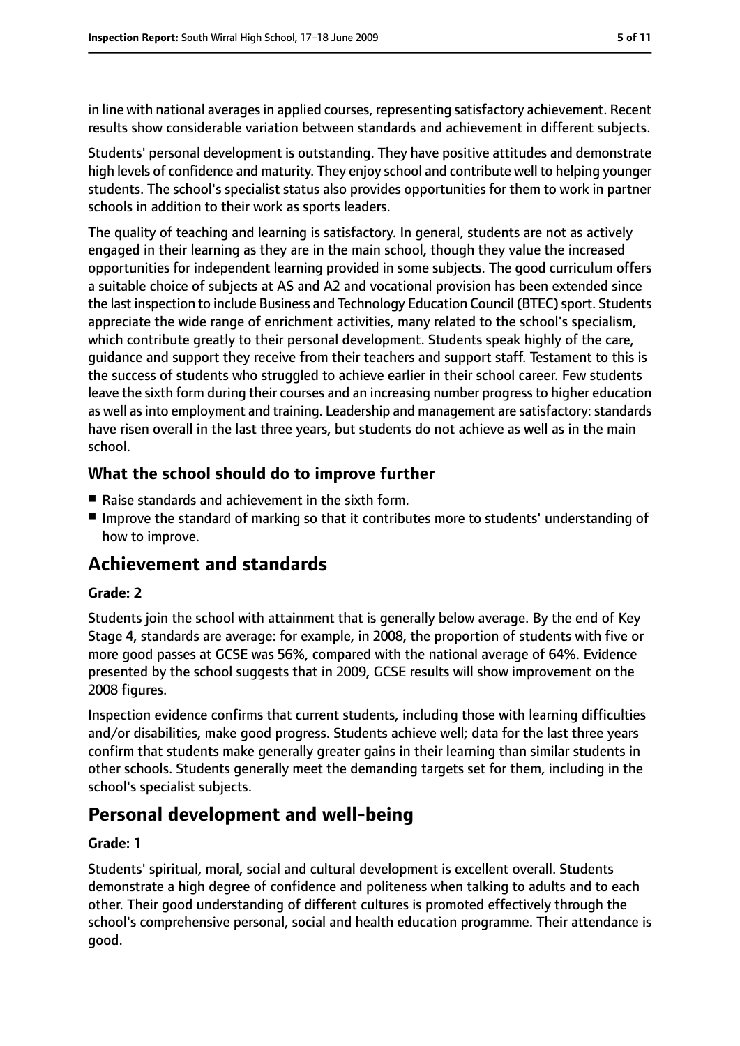in line with national averages in applied courses, representing satisfactory achievement. Recent results show considerable variation between standards and achievement in different subjects.

Students' personal development is outstanding. They have positive attitudes and demonstrate high levels of confidence and maturity. They enjoy school and contribute well to helping younger students. The school's specialist status also provides opportunities for them to work in partner schools in addition to their work as sports leaders.

The quality of teaching and learning is satisfactory. In general, students are not as actively engaged in their learning as they are in the main school, though they value the increased opportunities for independent learning provided in some subjects. The good curriculum offers a suitable choice of subjects at AS and A2 and vocational provision has been extended since the last inspection to include Business and Technology Education Council (BTEC) sport. Students appreciate the wide range of enrichment activities, many related to the school's specialism, which contribute greatly to their personal development. Students speak highly of the care, guidance and support they receive from their teachers and support staff. Testament to this is the success of students who struggled to achieve earlier in their school career. Few students leave the sixth form during their courses and an increasing number progress to higher education as well as into employment and training. Leadership and management are satisfactory: standards have risen overall in the last three years, but students do not achieve as well as in the main school.

### What the school should do to improve further

- Raise standards and achievement in the sixth form.
- Improve the standard of marking so that it contributes more to students' understanding of how to improve.

## Achievement and standards

**Grade: 2**

Students join the school with attainment that is generally below average. By the end of Key Stage 4, standards are average: for example, in 2008, the proportion of students with five or more good passes at GCSE was 56%, compared with the national average of 64%. Evidence presented by the school suggests that in 2009, GCSE results will show improvement on the 2008 figures.

Inspection evidence confirms that current students, including those with learning difficulties and/or disabilities, make good progress. Students achieve well; data for the last three years confirm that students make generally greater gains in their learning than similar students in other schools. Students generally meet the demanding targets set for them, including in the school's specialist subjects.

## Personal development and well-being

**Grade: 1**

Students' spiritual, moral, social and cultural development is excellent overall. Students demonstrate a high degree of confidence and politeness when talking to adults and to each other. Their good understanding of different cultures is promoted effectively through the school's comprehensive personal, social and health education programme. Their attendance is good.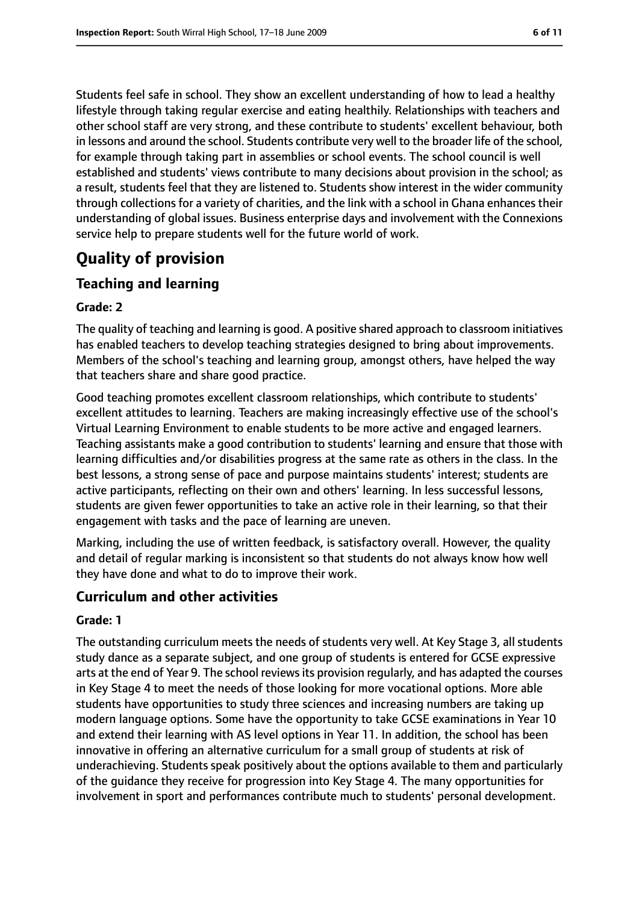Students feel safe in school. They show an excellent understanding of how to lead a healthy lifestyle through taking regular exercise and eating healthily. Relationships with teachers and other school staff are very strong, and these contribute to students' excellent behaviour, both in lessons and around the school. Students contribute very well to the broader life of the school, for example through taking part in assemblies or school events. The school council is well established and students' views contribute to many decisions about provision in the school; as a result, students feel that they are listened to. Students show interest in the wider community through collections for a variety of charities, and the link with a school in Ghana enhances their understanding of global issues. Business enterprise days and involvement with the Connexions service help to prepare students well for the future world of work.

# Quality of provision

## Teaching and learning

**Grade: 2**

The quality of teaching and learning is good. A positive shared approach to classroom initiatives has enabled teachers to develop teaching strategies designed to bring about improvements. Members of the school's teaching and learning group, amongst others, have helped the way that teachers share and share good practice.

Good teaching promotes excellent classroom relationships, which contribute to students' excellent attitudes to learning. Teachers are making increasingly effective use of the school's Virtual Learning Environment to enable students to be more active and engaged learners. Teaching assistants make a good contribution to students' learning and ensure that those with learning difficulties and/or disabilities progress at the same rate as others in the class. In the best lessons, a strong sense of pace and purpose maintains students' interest; students are active participants, reflecting on their own and others' learning. In less successful lessons, students are given fewer opportunities to take an active role in their learning, so that their engagement with tasks and the pace of learning are uneven.

Marking, including the use of written feedback, is satisfactory overall. However, the quality and detail of regular marking is inconsistent so that students do not always know how well they have done and what to do to improve their work.

## Curriculum and other activities

**Grade: 1**

The outstanding curriculum meets the needs of students very well. At Key Stage 3, all students study dance as a separate subject, and one group of students is entered for GCSE expressive arts at the end of Year 9. The school reviews its provision regularly, and has adapted the courses in Key Stage 4 to meet the needs of those looking for more vocational options. More able students have opportunities to study three sciences and increasing numbers are taking up modern language options. Some have the opportunity to take GCSE examinations in Year 10 and extend their learning with AS level options in Year 11. In addition, the school has been innovative in offering an alternative curriculum for a small group of students at risk of underachieving. Students speak positively about the options available to them and particularly of the guidance they receive for progression into Key Stage 4. The many opportunities for involvement in sport and performances contribute much to students' personal development.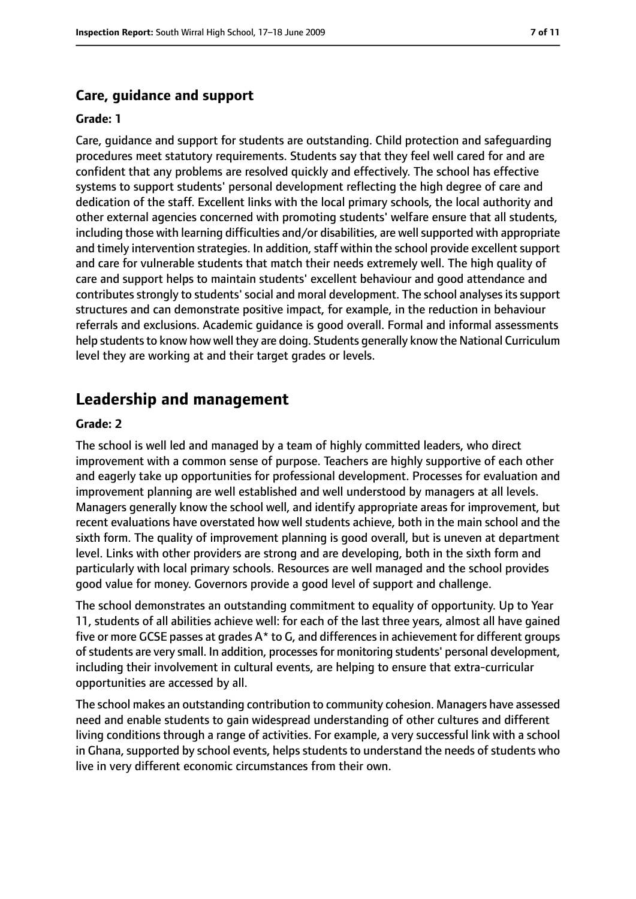### Care, guidance and support

#### Grade: 1

Care, guidance and support for students are outstanding. Child protection and safeguarding procedures meet statutory requirements. Students say that they feel well cared for and are confident that any problems are resolved quickly and effectively. The school has effective systems to support students' personal development reflecting the high degree of care and dedication of the staff. Excellent links with the local primary schools, the local authority and other external agencies concerned with promoting students' welfare ensure that all students, including those with learning difficulties and/or disabilities, are well supported with appropriate and timely intervention strategies. In addition, staff within the school provide excellent support and care for vulnerable students that match their needs extremely well. The high quality of care and support helps to maintain students' excellent behaviour and good attendance and contributes strongly to students' social and moral development. The school analyses its support structures and can demonstrate positive impact, for example, in the reduction in behaviour referrals and exclusions. Academic guidance is good overall. Formal and informal assessments help students to know how well they are doing. Students generally know the National Curriculum level they are working at and their target grades or levels.

## Leadership and management

#### Grade: 2

The school is well led and managed by a team of highly committed leaders, who direct improvement with a common sense of purpose. Teachers are highly supportive of each other and eagerly take up opportunities for professional development. Processes for evaluation and improvement planning are well established and well understood by managers at all levels. Managers generally know the school well, and identify appropriate areas for improvement, but recent evaluations have overstated how well students achieve, both in the main school and the sixth form. The quality of improvement planning is good overall, but is uneven at department level. Links with other providers are strong and are developing, both in the sixth form and particularly with local primary schools. Resources are well managed and the school provides good value for money. Governors provide a good level of support and challenge.

The school demonstrates an outstanding commitment to equality of opportunity. Up to Year 11, students of all abilities achieve well: for each of the last three years, almost all have gained five or more GCSE passes at grades A* to G, and differences in achievement for different groups of students are very small. In addition, processes for monitoring students' personal development, including their involvement in cultural events, are helping to ensure that extra-curricular opportunities are accessed by all.

The school makes an outstanding contribution to community cohesion. Managers have assessed need and enable students to gain widespread understanding of other cultures and different living conditions through a range of activities. For example, a very successful link with a school in Ghana, supported by school events, helps students to understand the needs of students who live in very different economic circumstances from their own.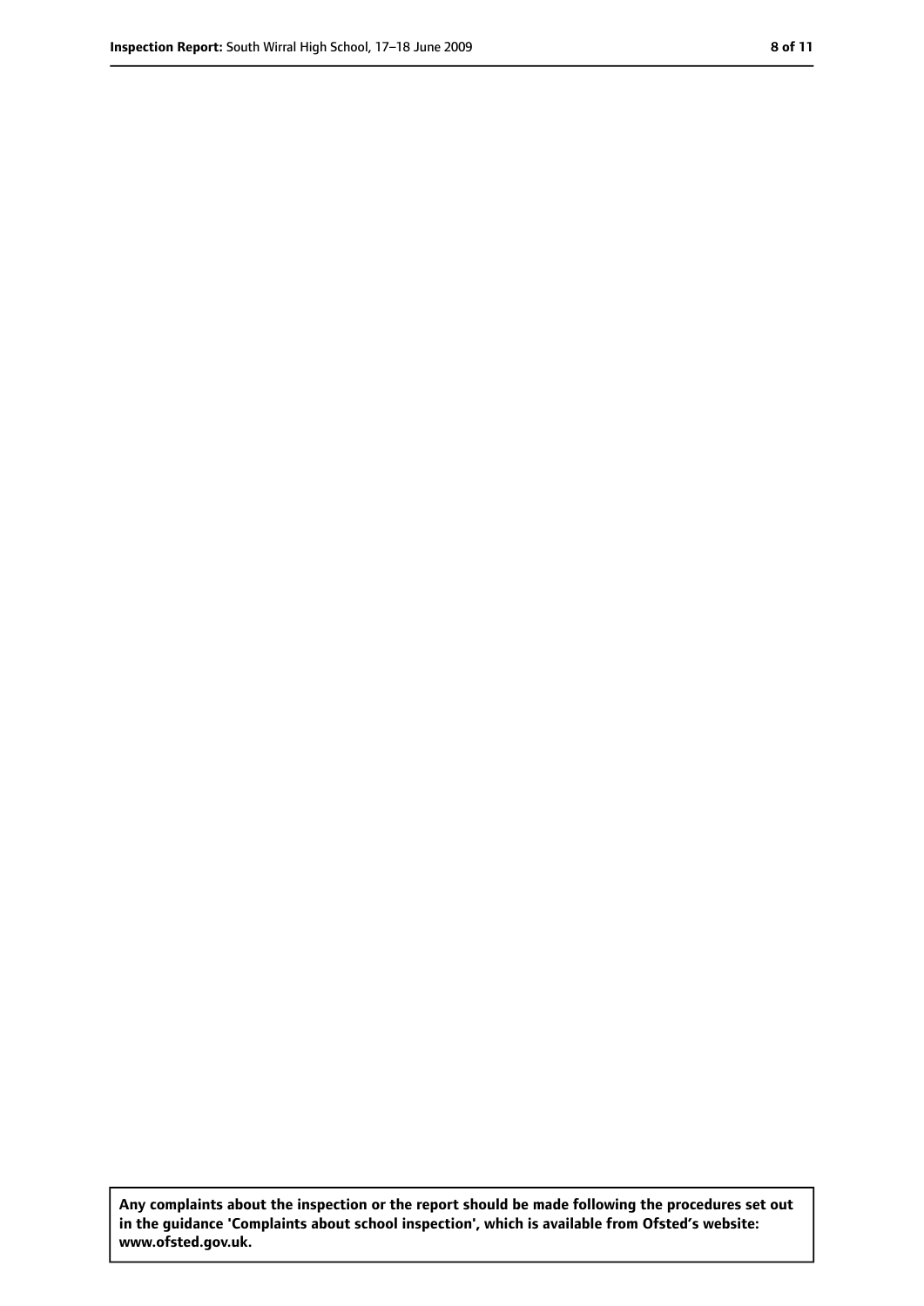**Any complaints about the inspection or the report should be made following the procedures set out in the guidance 'Complaints about school inspection', which is available from Ofsted's website: www.ofsted.gov.uk.**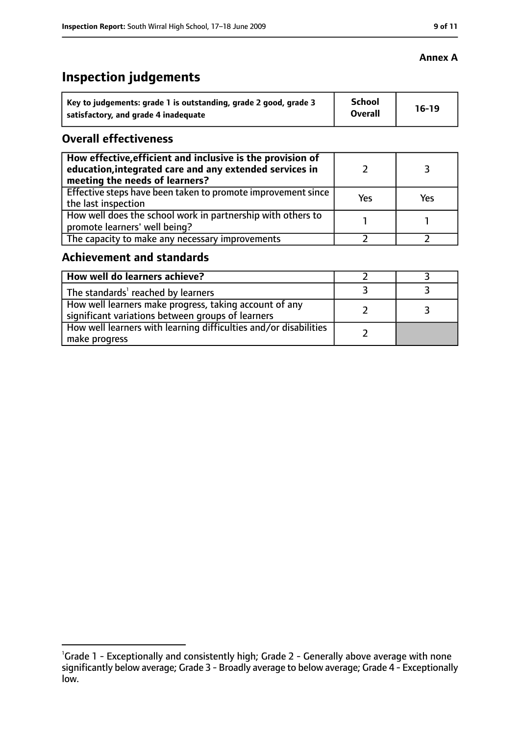**Annex A**

# Inspection judgements

| Key to judgements: grade 1 is outstanding, grade 2 good, grade 3 satisfactory, and grade 4 inadequate | School Overall | 16-19 |
|---|---|---|

## Overall effectiveness

| | | |
|---|---|---|
| **How effective, efficient and inclusive is the provision of education, integrated care and any extended services in meeting the needs of learners?** | 2 | 3 |
| Effective steps have been taken to promote improvement since the last inspection | Yes | Yes |
| How well does the school work in partnership with others to promote learners' well being? | 1 | 1 |
| The capacity to make any necessary improvements | 2 | 2 |

## Achievement and standards

| | | |
|---|---|---|
| **How well do learners achieve?** | 2 | 3 |
| The standards[1] reached by learners | 3 | 3 |
| How well learners make progress, taking account of any significant variations between groups of learners | 2 | 3 |
| How well learners with learning difficulties and/or disabilities make progress | 2 | |

[1]Grade 1 - Exceptionally and consistently high; Grade 2 - Generally above average with none significantly below average; Grade 3 - Broadly average to below average; Grade 4 - Exceptionally low.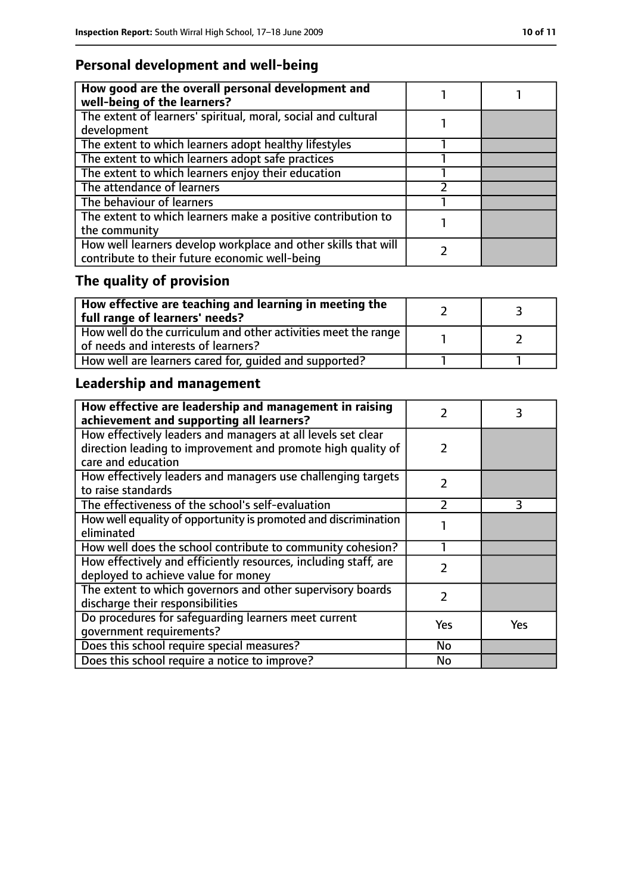## Personal development and well-being

| How good are the overall personal development and well-being of the learners? | 1 | 1 |
|---|---|---|
| The extent of learners' spiritual, moral, social and cultural development | 1 | |
| The extent to which learners adopt healthy lifestyles | 1 | |
| The extent to which learners adopt safe practices | 1 | |
| The extent to which learners enjoy their education | 1 | |
| The attendance of learners | 2 | |
| The behaviour of learners | 1 | |
| The extent to which learners make a positive contribution to the community | 1 | |
| How well learners develop workplace and other skills that will contribute to their future economic well-being | 2 | |

## The quality of provision

| How effective are teaching and learning in meeting the full range of learners' needs? | 2 | 3 |
|---|---|---|
| How well do the curriculum and other activities meet the range of needs and interests of learners? | 1 | 2 |
| How well are learners cared for, guided and supported? | 1 | 1 |

## Leadership and management

| How effective are leadership and management in raising achievement and supporting all learners? | 2 | 3 |
|---|---|---|
| How effectively leaders and managers at all levels set clear direction leading to improvement and promote high quality of care and education | 2 | |
| How effectively leaders and managers use challenging targets to raise standards | 2 | |
| The effectiveness of the school's self-evaluation | 2 | 3 |
| How well equality of opportunity is promoted and discrimination eliminated | 1 | |
| How well does the school contribute to community cohesion? | 1 | |
| How effectively and efficiently resources, including staff, are deployed to achieve value for money | 2 | |
| The extent to which governors and other supervisory boards discharge their responsibilities | 2 | |
| Do procedures for safeguarding learners meet current government requirements? | Yes | Yes |
| Does this school require special measures? | No | |
| Does this school require a notice to improve? | No | |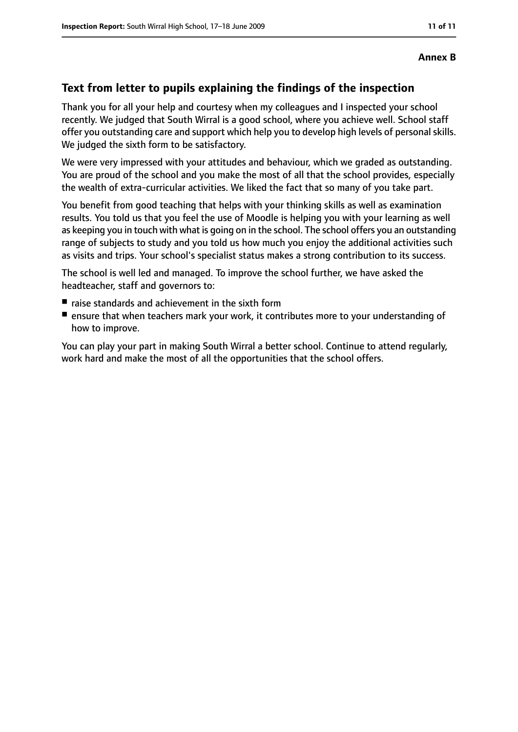**Annex B**

## Text from letter to pupils explaining the findings of the inspection

Thank you for all your help and courtesy when my colleagues and I inspected your school recently. We judged that South Wirral is a good school, where you achieve well. School staff offer you outstanding care and support which help you to develop high levels of personal skills. We judged the sixth form to be satisfactory.

We were very impressed with your attitudes and behaviour, which we graded as outstanding. You are proud of the school and you make the most of all that the school provides, especially the wealth of extra-curricular activities. We liked the fact that so many of you take part.

You benefit from good teaching that helps with your thinking skills as well as examination results. You told us that you feel the use of Moodle is helping you with your learning as well as keeping you in touch with what is going on in the school. The school offers you an outstanding range of subjects to study and you told us how much you enjoy the additional activities such as visits and trips. Your school's specialist status makes a strong contribution to its success.

The school is well led and managed. To improve the school further, we have asked the headteacher, staff and governors to:

- raise standards and achievement in the sixth form
- ensure that when teachers mark your work, it contributes more to your understanding of how to improve.

You can play your part in making South Wirral a better school. Continue to attend regularly, work hard and make the most of all the opportunities that the school offers.